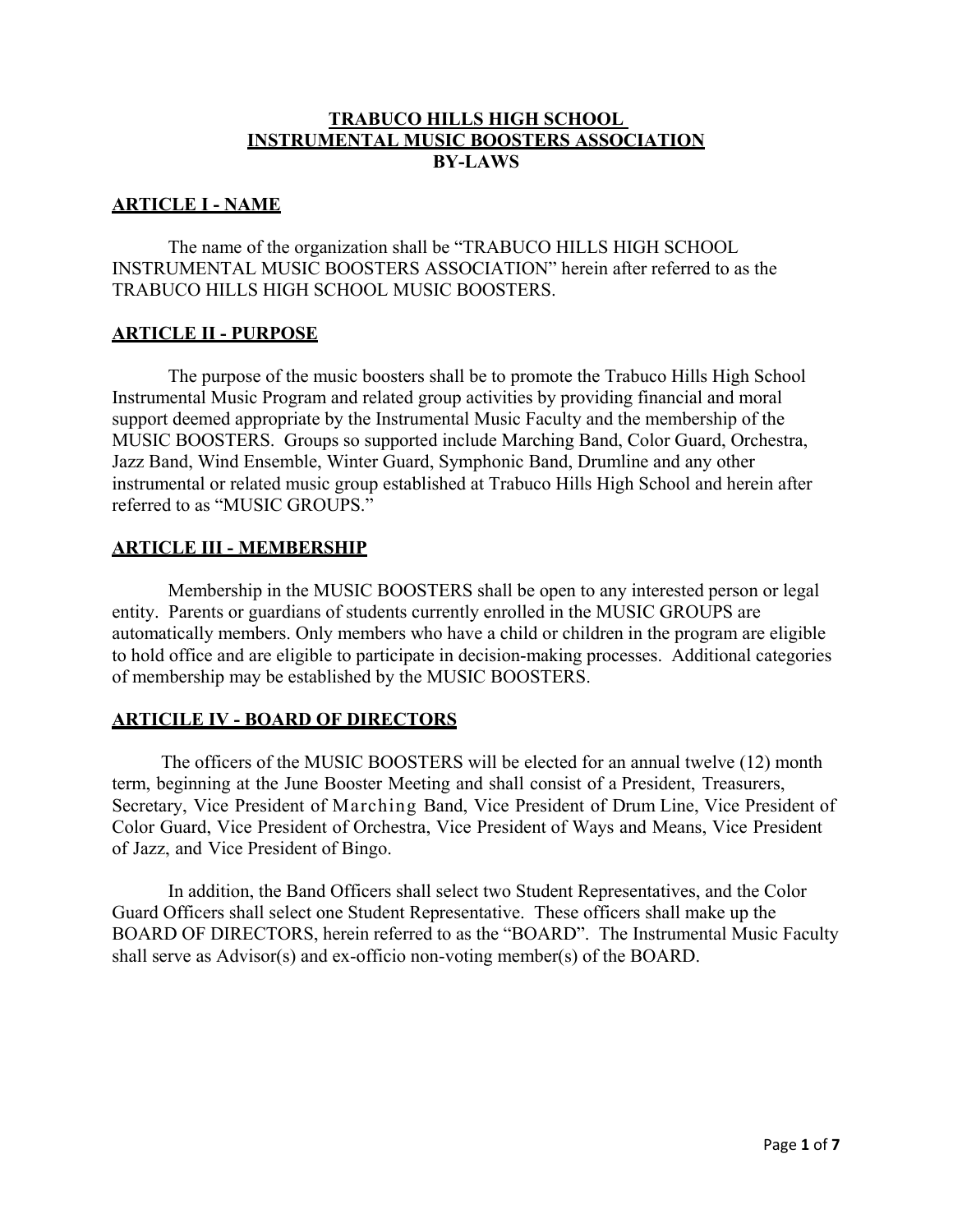# TRABUCO HILLS HIGH SCHOOL
# INSTRUMENTAL MUSIC BOOSTERS ASSOCIATION
# BY-LAWS

## ARTICLE I - NAME

The name of the organization shall be "TRABUCO HILLS HIGH SCHOOL INSTRUMENTAL MUSIC BOOSTERS ASSOCIATION" herein after referred to as the TRABUCO HILLS HIGH SCHOOL MUSIC BOOSTERS.

## ARTICLE II - PURPOSE

The purpose of the music boosters shall be to promote the Trabuco Hills High School Instrumental Music Program and related group activities by providing financial and moral support deemed appropriate by the Instrumental Music Faculty and the membership of the MUSIC BOOSTERS. Groups so supported include Marching Band, Color Guard, Orchestra, Jazz Band, Wind Ensemble, Winter Guard, Symphonic Band, Drumline and any other instrumental or related music group established at Trabuco Hills High School and herein after referred to as "MUSIC GROUPS."

## ARTICLE III - MEMBERSHIP

Membership in the MUSIC BOOSTERS shall be open to any interested person or legal entity. Parents or guardians of students currently enrolled in the MUSIC GROUPS are automatically members. Only members who have a child or children in the program are eligible to hold office and are eligible to participate in decision-making processes. Additional categories of membership may be established by the MUSIC BOOSTERS.

## ARTICILE IV - BOARD OF DIRECTORS

The officers of the MUSIC BOOSTERS will be elected for an annual twelve (12) month term, beginning at the June Booster Meeting and shall consist of a President, Treasurers, Secretary, Vice President of Marching Band, Vice President of Drum Line, Vice President of Color Guard, Vice President of Orchestra, Vice President of Ways and Means, Vice President of Jazz, and Vice President of Bingo.

In addition, the Band Officers shall select two Student Representatives, and the Color Guard Officers shall select one Student Representative. These officers shall make up the BOARD OF DIRECTORS, herein referred to as the "BOARD". The Instrumental Music Faculty shall serve as Advisor(s) and ex-officio non-voting member(s) of the BOARD.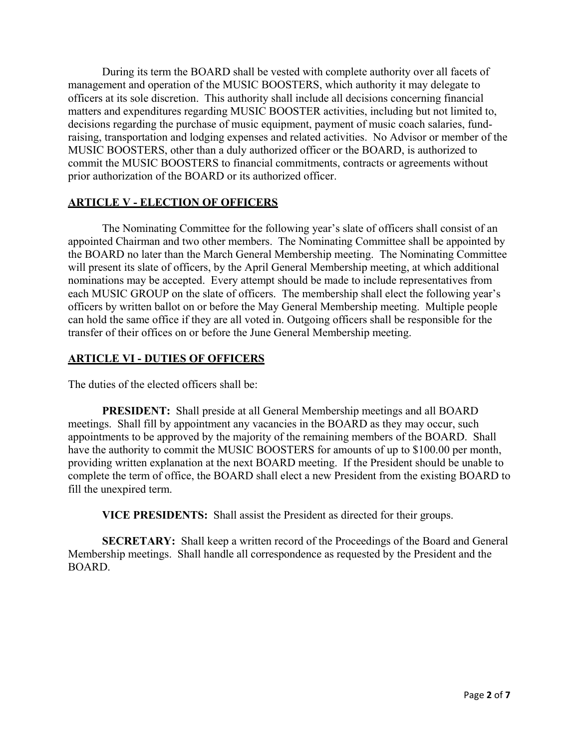During its term the BOARD shall be vested with complete authority over all facets of management and operation of the MUSIC BOOSTERS, which authority it may delegate to officers at its sole discretion. This authority shall include all decisions concerning financial matters and expenditures regarding MUSIC BOOSTER activities, including but not limited to, decisions regarding the purchase of music equipment, payment of music coach salaries, fund-raising, transportation and lodging expenses and related activities. No Advisor or member of the MUSIC BOOSTERS, other than a duly authorized officer or the BOARD, is authorized to commit the MUSIC BOOSTERS to financial commitments, contracts or agreements without prior authorization of the BOARD or its authorized officer.

## ARTICLE V - ELECTION OF OFFICERS

The Nominating Committee for the following year's slate of officers shall consist of an appointed Chairman and two other members. The Nominating Committee shall be appointed by the BOARD no later than the March General Membership meeting. The Nominating Committee will present its slate of officers, by the April General Membership meeting, at which additional nominations may be accepted. Every attempt should be made to include representatives from each MUSIC GROUP on the slate of officers. The membership shall elect the following year's officers by written ballot on or before the May General Membership meeting. Multiple people can hold the same office if they are all voted in. Outgoing officers shall be responsible for the transfer of their offices on or before the June General Membership meeting.

## ARTICLE VI - DUTIES OF OFFICERS

The duties of the elected officers shall be:

**PRESIDENT:** Shall preside at all General Membership meetings and all BOARD meetings. Shall fill by appointment any vacancies in the BOARD as they may occur, such appointments to be approved by the majority of the remaining members of the BOARD. Shall have the authority to commit the MUSIC BOOSTERS for amounts of up to $100.00 per month, providing written explanation at the next BOARD meeting. If the President should be unable to complete the term of office, the BOARD shall elect a new President from the existing BOARD to fill the unexpired term.

**VICE PRESIDENTS:** Shall assist the President as directed for their groups.

**SECRETARY:** Shall keep a written record of the Proceedings of the Board and General Membership meetings. Shall handle all correspondence as requested by the President and the BOARD.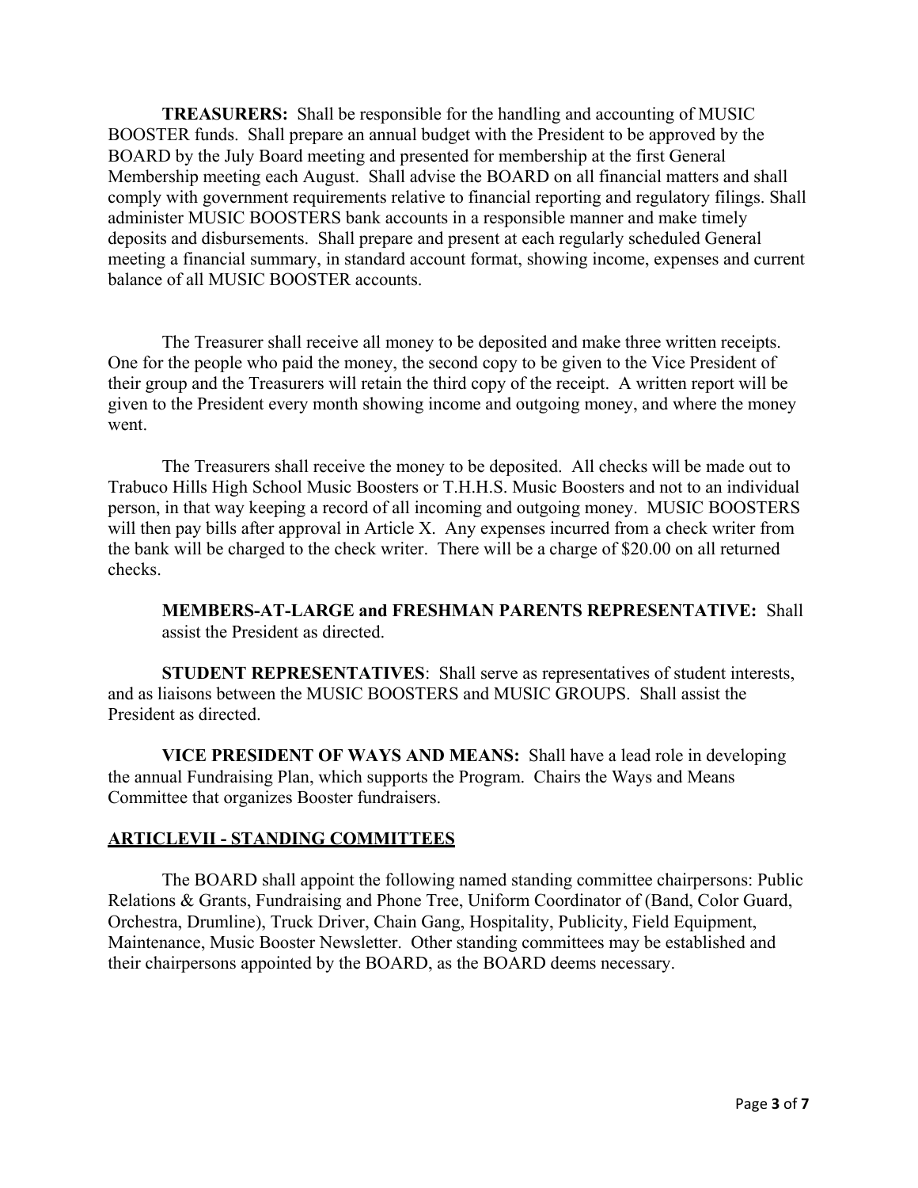**TREASURERS:** Shall be responsible for the handling and accounting of MUSIC BOOSTER funds. Shall prepare an annual budget with the President to be approved by the BOARD by the July Board meeting and presented for membership at the first General Membership meeting each August. Shall advise the BOARD on all financial matters and shall comply with government requirements relative to financial reporting and regulatory filings. Shall administer MUSIC BOOSTERS bank accounts in a responsible manner and make timely deposits and disbursements. Shall prepare and present at each regularly scheduled General meeting a financial summary, in standard account format, showing income, expenses and current balance of all MUSIC BOOSTER accounts.

The Treasurer shall receive all money to be deposited and make three written receipts. One for the people who paid the money, the second copy to be given to the Vice President of their group and the Treasurers will retain the third copy of the receipt. A written report will be given to the President every month showing income and outgoing money, and where the money went.

The Treasurers shall receive the money to be deposited. All checks will be made out to Trabuco Hills High School Music Boosters or T.H.H.S. Music Boosters and not to an individual person, in that way keeping a record of all incoming and outgoing money. MUSIC BOOSTERS will then pay bills after approval in Article X. Any expenses incurred from a check writer from the bank will be charged to the check writer. There will be a charge of $20.00 on all returned checks.

**MEMBERS-AT-LARGE and FRESHMAN PARENTS REPRESENTATIVE:** Shall assist the President as directed.

**STUDENT REPRESENTATIVES**: Shall serve as representatives of student interests, and as liaisons between the MUSIC BOOSTERS and MUSIC GROUPS. Shall assist the President as directed.

**VICE PRESIDENT OF WAYS AND MEANS:** Shall have a lead role in developing the annual Fundraising Plan, which supports the Program. Chairs the Ways and Means Committee that organizes Booster fundraisers.

## ARTICLEVII - STANDING COMMITTEES

The BOARD shall appoint the following named standing committee chairpersons: Public Relations & Grants, Fundraising and Phone Tree, Uniform Coordinator of (Band, Color Guard, Orchestra, Drumline), Truck Driver, Chain Gang, Hospitality, Publicity, Field Equipment, Maintenance, Music Booster Newsletter. Other standing committees may be established and their chairpersons appointed by the BOARD, as the BOARD deems necessary.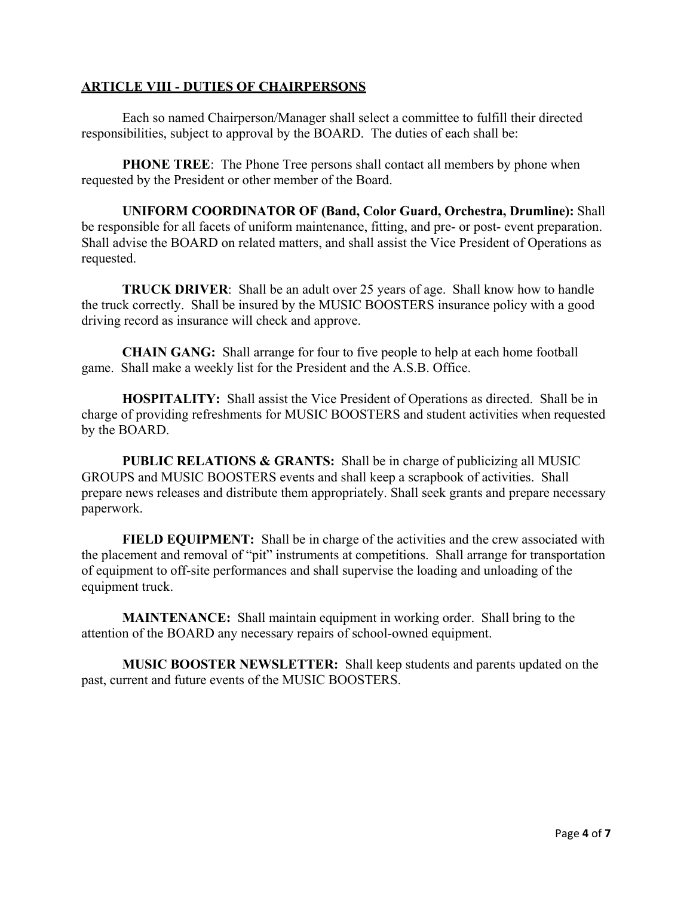## ARTICLE VIII - DUTIES OF CHAIRPERSONS

Each so named Chairperson/Manager shall select a committee to fulfill their directed responsibilities, subject to approval by the BOARD. The duties of each shall be:

**PHONE TREE**: The Phone Tree persons shall contact all members by phone when requested by the President or other member of the Board.

**UNIFORM COORDINATOR OF (Band, Color Guard, Orchestra, Drumline):** Shall be responsible for all facets of uniform maintenance, fitting, and pre- or post- event preparation. Shall advise the BOARD on related matters, and shall assist the Vice President of Operations as requested.

**TRUCK DRIVER**: Shall be an adult over 25 years of age. Shall know how to handle the truck correctly. Shall be insured by the MUSIC BOOSTERS insurance policy with a good driving record as insurance will check and approve.

**CHAIN GANG:** Shall arrange for four to five people to help at each home football game. Shall make a weekly list for the President and the A.S.B. Office.

**HOSPITALITY:** Shall assist the Vice President of Operations as directed. Shall be in charge of providing refreshments for MUSIC BOOSTERS and student activities when requested by the BOARD.

**PUBLIC RELATIONS & GRANTS:** Shall be in charge of publicizing all MUSIC GROUPS and MUSIC BOOSTERS events and shall keep a scrapbook of activities. Shall prepare news releases and distribute them appropriately. Shall seek grants and prepare necessary paperwork.

**FIELD EQUIPMENT:** Shall be in charge of the activities and the crew associated with the placement and removal of "pit" instruments at competitions. Shall arrange for transportation of equipment to off-site performances and shall supervise the loading and unloading of the equipment truck.

**MAINTENANCE:** Shall maintain equipment in working order. Shall bring to the attention of the BOARD any necessary repairs of school-owned equipment.

**MUSIC BOOSTER NEWSLETTER:** Shall keep students and parents updated on the past, current and future events of the MUSIC BOOSTERS.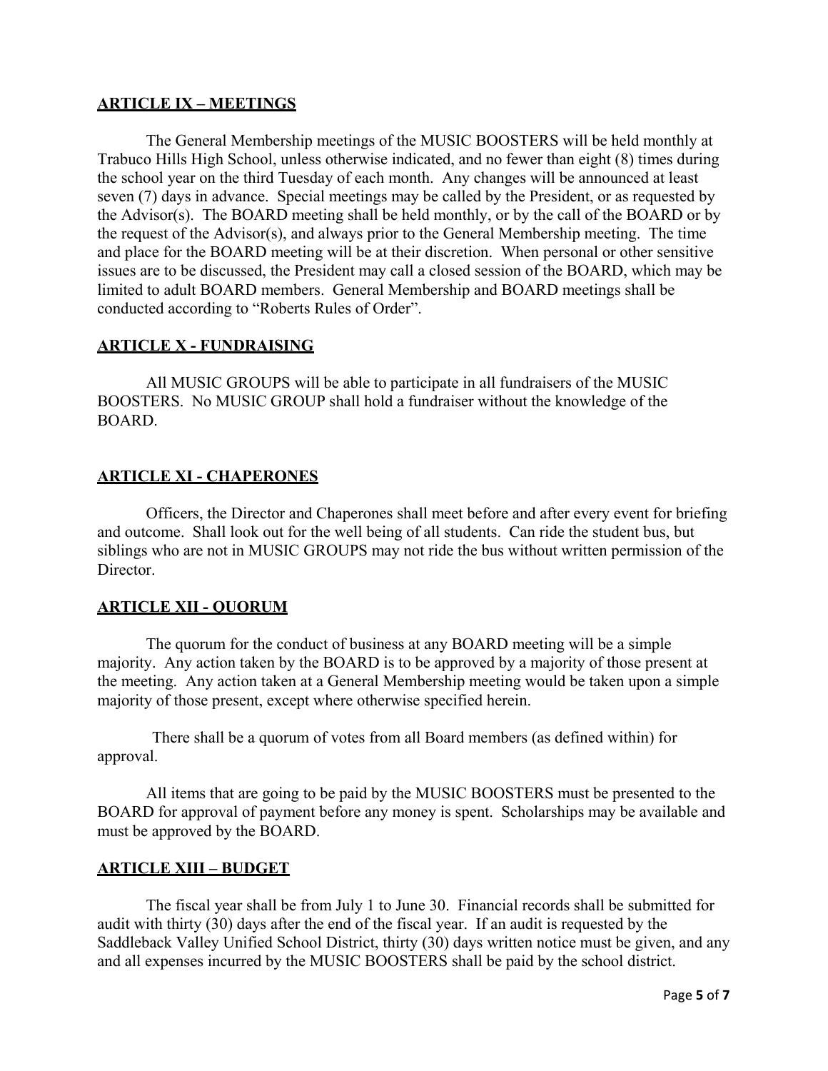## ARTICLE IX – MEETINGS

The General Membership meetings of the MUSIC BOOSTERS will be held monthly at Trabuco Hills High School, unless otherwise indicated, and no fewer than eight (8) times during the school year on the third Tuesday of each month. Any changes will be announced at least seven (7) days in advance. Special meetings may be called by the President, or as requested by the Advisor(s). The BOARD meeting shall be held monthly, or by the call of the BOARD or by the request of the Advisor(s), and always prior to the General Membership meeting. The time and place for the BOARD meeting will be at their discretion. When personal or other sensitive issues are to be discussed, the President may call a closed session of the BOARD, which may be limited to adult BOARD members. General Membership and BOARD meetings shall be conducted according to "Roberts Rules of Order".

## ARTICLE X - FUNDRAISING

All MUSIC GROUPS will be able to participate in all fundraisers of the MUSIC BOOSTERS. No MUSIC GROUP shall hold a fundraiser without the knowledge of the BOARD.

## ARTICLE XI - CHAPERONES

Officers, the Director and Chaperones shall meet before and after every event for briefing and outcome. Shall look out for the well being of all students. Can ride the student bus, but siblings who are not in MUSIC GROUPS may not ride the bus without written permission of the Director.

## ARTICLE XII - QUORUM

The quorum for the conduct of business at any BOARD meeting will be a simple majority. Any action taken by the BOARD is to be approved by a majority of those present at the meeting. Any action taken at a General Membership meeting would be taken upon a simple majority of those present, except where otherwise specified herein.

There shall be a quorum of votes from all Board members (as defined within) for approval.

All items that are going to be paid by the MUSIC BOOSTERS must be presented to the BOARD for approval of payment before any money is spent. Scholarships may be available and must be approved by the BOARD.

## ARTICLE XIII – BUDGET

The fiscal year shall be from July 1 to June 30. Financial records shall be submitted for audit with thirty (30) days after the end of the fiscal year. If an audit is requested by the Saddleback Valley Unified School District, thirty (30) days written notice must be given, and any and all expenses incurred by the MUSIC BOOSTERS shall be paid by the school district.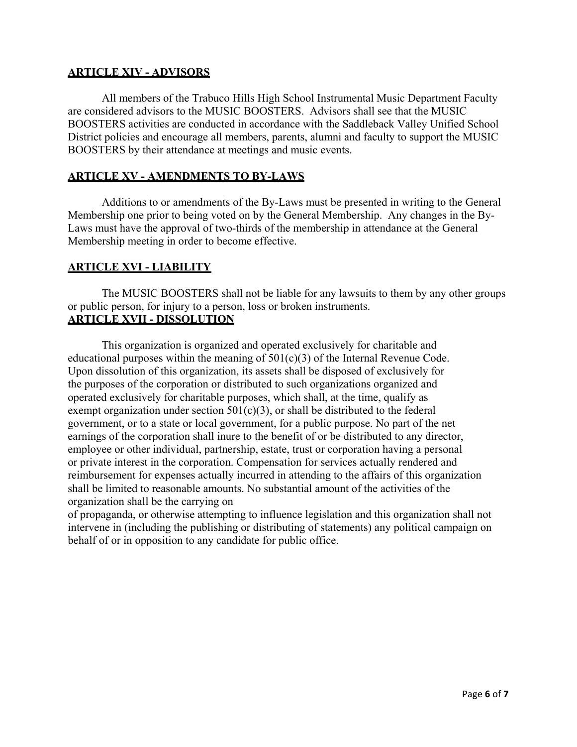## ARTICLE XIV - ADVISORS

All members of the Trabuco Hills High School Instrumental Music Department Faculty are considered advisors to the MUSIC BOOSTERS. Advisors shall see that the MUSIC BOOSTERS activities are conducted in accordance with the Saddleback Valley Unified School District policies and encourage all members, parents, alumni and faculty to support the MUSIC BOOSTERS by their attendance at meetings and music events.

## ARTICLE XV - AMENDMENTS TO BY-LAWS

Additions to or amendments of the By-Laws must be presented in writing to the General Membership one prior to being voted on by the General Membership. Any changes in the By-Laws must have the approval of two-thirds of the membership in attendance at the General Membership meeting in order to become effective.

## ARTICLE XVI - LIABILITY

The MUSIC BOOSTERS shall not be liable for any lawsuits to them by any other groups or public person, for injury to a person, loss or broken instruments.

## ARTICLE XVII - DISSOLUTION

This organization is organized and operated exclusively for charitable and educational purposes within the meaning of 501(c)(3) of the Internal Revenue Code. Upon dissolution of this organization, its assets shall be disposed of exclusively for the purposes of the corporation or distributed to such organizations organized and operated exclusively for charitable purposes, which shall, at the time, qualify as exempt organization under section 501(c)(3), or shall be distributed to the federal government, or to a state or local government, for a public purpose. No part of the net earnings of the corporation shall inure to the benefit of or be distributed to any director, employee or other individual, partnership, estate, trust or corporation having a personal or private interest in the corporation. Compensation for services actually rendered and reimbursement for expenses actually incurred in attending to the affairs of this organization shall be limited to reasonable amounts. No substantial amount of the activities of the organization shall be the carrying on of propaganda, or otherwise attempting to influence legislation and this organization shall not intervene in (including the publishing or distributing of statements) any political campaign on behalf of or in opposition to any candidate for public office.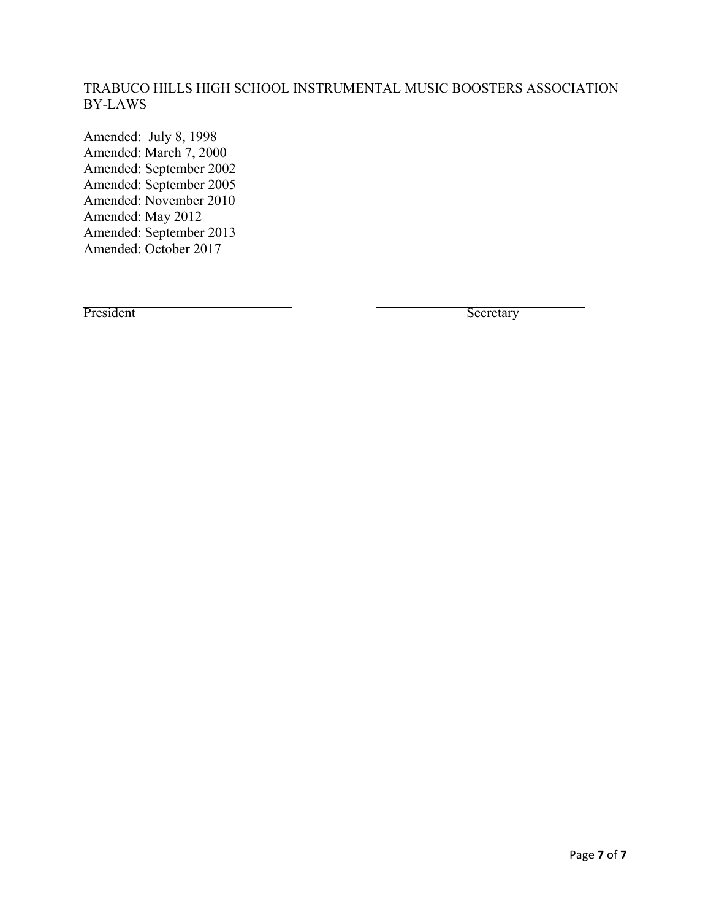TRABUCO HILLS HIGH SCHOOL INSTRUMENTAL MUSIC BOOSTERS ASSOCIATION BY-LAWS

Amended: July 8, 1998
Amended: March 7, 2000
Amended: September 2002
Amended: September 2005
Amended: November 2010
Amended: May 2012
Amended: September 2013
Amended: October 2017

\_\_\_\_\_\_\_\_\_\_\_\_\_\_\_\_\_\_\_\_\_\_\_\_\_\_\_\_\_\_ \_\_\_\_\_\_\_\_\_\_\_\_\_\_\_\_\_\_\_\_\_\_\_\_\_\_\_\_\_\_
President Secretary